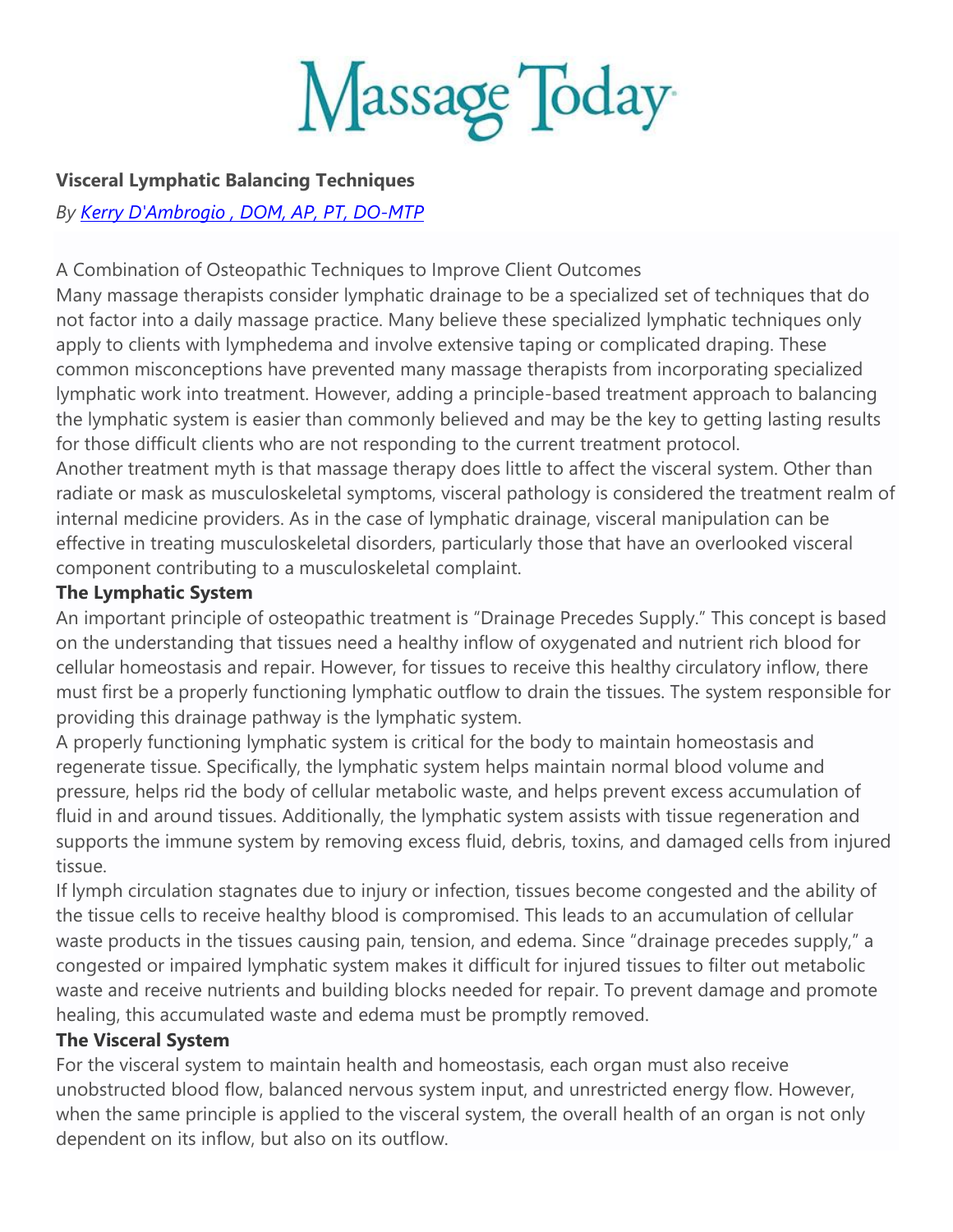# Visceral Lymphatic Balancing Techniques

*By [Kerry D'Ambrogio , DOM, AP, PT, DO-MTP]*

A Combination of Osteopathic Techniques to Improve Client Outcomes

Many massage therapists consider lymphatic drainage to be a specialized set of techniques that do not factor into a daily massage practice. Many believe these specialized lymphatic techniques only apply to clients with lymphedema and involve extensive taping or complicated draping. These common misconceptions have prevented many massage therapists from incorporating specialized lymphatic work into treatment. However, adding a principle-based treatment approach to balancing the lymphatic system is easier than commonly believed and may be the key to getting lasting results for those difficult clients who are not responding to the current treatment protocol.

Another treatment myth is that massage therapy does little to affect the visceral system. Other than radiate or mask as musculoskeletal symptoms, visceral pathology is considered the treatment realm of internal medicine providers. As in the case of lymphatic drainage, visceral manipulation can be effective in treating musculoskeletal disorders, particularly those that have an overlooked visceral component contributing to a musculoskeletal complaint.

## The Lymphatic System

An important principle of osteopathic treatment is "Drainage Precedes Supply." This concept is based on the understanding that tissues need a healthy inflow of oxygenated and nutrient rich blood for cellular homeostasis and repair. However, for tissues to receive this healthy circulatory inflow, there must first be a properly functioning lymphatic outflow to drain the tissues. The system responsible for providing this drainage pathway is the lymphatic system.

A properly functioning lymphatic system is critical for the body to maintain homeostasis and regenerate tissue. Specifically, the lymphatic system helps maintain normal blood volume and pressure, helps rid the body of cellular metabolic waste, and helps prevent excess accumulation of fluid in and around tissues. Additionally, the lymphatic system assists with tissue regeneration and supports the immune system by removing excess fluid, debris, toxins, and damaged cells from injured tissue.

If lymph circulation stagnates due to injury or infection, tissues become congested and the ability of the tissue cells to receive healthy blood is compromised. This leads to an accumulation of cellular waste products in the tissues causing pain, tension, and edema. Since "drainage precedes supply," a congested or impaired lymphatic system makes it difficult for injured tissues to filter out metabolic waste and receive nutrients and building blocks needed for repair. To prevent damage and promote healing, this accumulated waste and edema must be promptly removed.

## The Visceral System

For the visceral system to maintain health and homeostasis, each organ must also receive unobstructed blood flow, balanced nervous system input, and unrestricted energy flow. However, when the same principle is applied to the visceral system, the overall health of an organ is not only dependent on its inflow, but also on its outflow.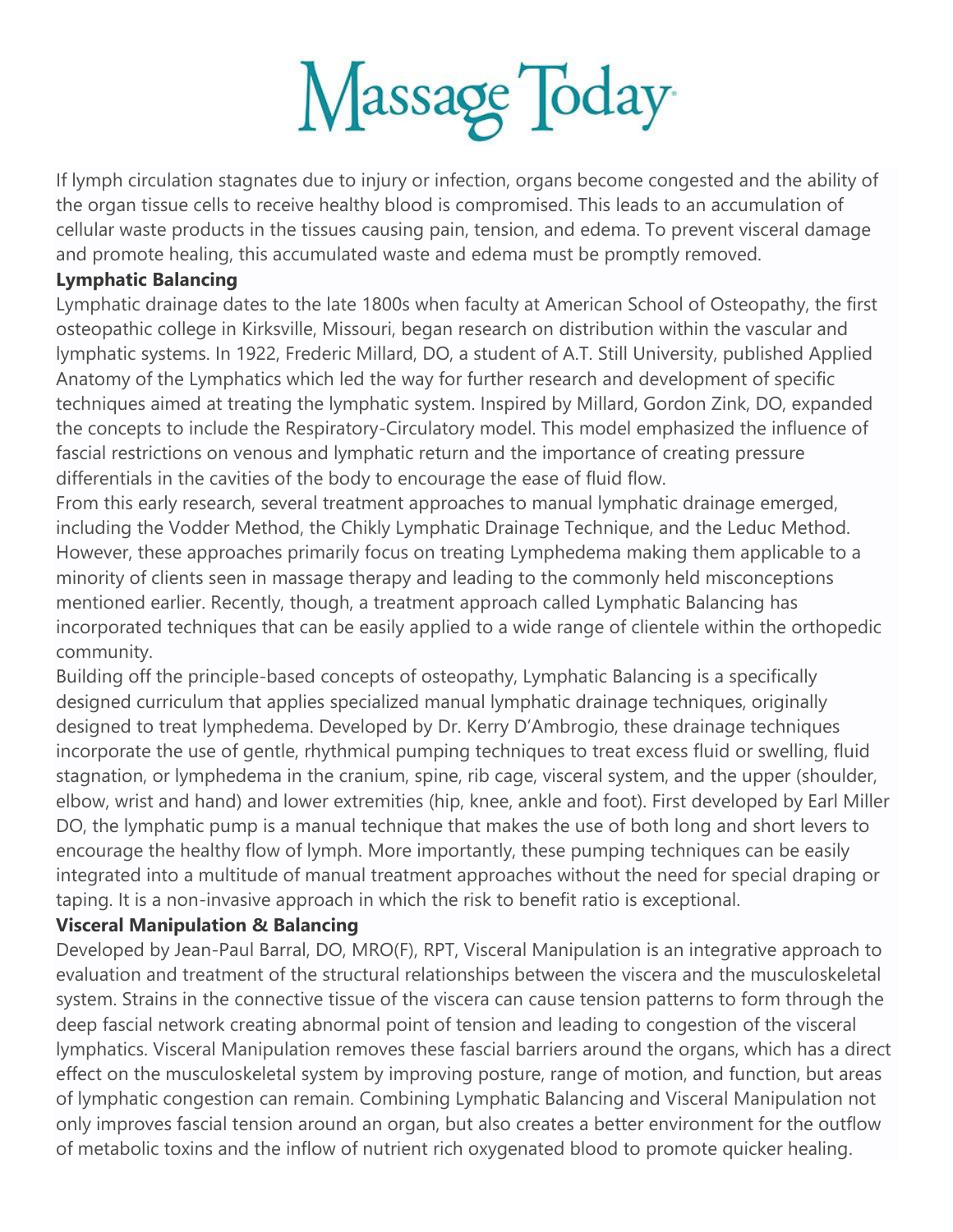If lymph circulation stagnates due to injury or infection, organs become congested and the ability of the organ tissue cells to receive healthy blood is compromised. This leads to an accumulation of cellular waste products in the tissues causing pain, tension, and edema. To prevent visceral damage and promote healing, this accumulated waste and edema must be promptly removed.

**Lymphatic Balancing**

Lymphatic drainage dates to the late 1800s when faculty at American School of Osteopathy, the first osteopathic college in Kirksville, Missouri, began research on distribution within the vascular and lymphatic systems. In 1922, Frederic Millard, DO, a student of A.T. Still University, published Applied Anatomy of the Lymphatics which led the way for further research and development of specific techniques aimed at treating the lymphatic system. Inspired by Millard, Gordon Zink, DO, expanded the concepts to include the Respiratory-Circulatory model. This model emphasized the influence of fascial restrictions on venous and lymphatic return and the importance of creating pressure differentials in the cavities of the body to encourage the ease of fluid flow.

From this early research, several treatment approaches to manual lymphatic drainage emerged, including the Vodder Method, the Chikly Lymphatic Drainage Technique, and the Leduc Method. However, these approaches primarily focus on treating Lymphedema making them applicable to a minority of clients seen in massage therapy and leading to the commonly held misconceptions mentioned earlier. Recently, though, a treatment approach called Lymphatic Balancing has incorporated techniques that can be easily applied to a wide range of clientele within the orthopedic community.

Building off the principle-based concepts of osteopathy, Lymphatic Balancing is a specifically designed curriculum that applies specialized manual lymphatic drainage techniques, originally designed to treat lymphedema. Developed by Dr. Kerry D'Ambrogio, these drainage techniques incorporate the use of gentle, rhythmical pumping techniques to treat excess fluid or swelling, fluid stagnation, or lymphedema in the cranium, spine, rib cage, visceral system, and the upper (shoulder, elbow, wrist and hand) and lower extremities (hip, knee, ankle and foot). First developed by Earl Miller DO, the lymphatic pump is a manual technique that makes the use of both long and short levers to encourage the healthy flow of lymph. More importantly, these pumping techniques can be easily integrated into a multitude of manual treatment approaches without the need for special draping or taping. It is a non-invasive approach in which the risk to benefit ratio is exceptional.

**Visceral Manipulation & Balancing**

Developed by Jean-Paul Barral, DO, MRO(F), RPT, Visceral Manipulation is an integrative approach to evaluation and treatment of the structural relationships between the viscera and the musculoskeletal system. Strains in the connective tissue of the viscera can cause tension patterns to form through the deep fascial network creating abnormal point of tension and leading to congestion of the visceral lymphatics. Visceral Manipulation removes these fascial barriers around the organs, which has a direct effect on the musculoskeletal system by improving posture, range of motion, and function, but areas of lymphatic congestion can remain. Combining Lymphatic Balancing and Visceral Manipulation not only improves fascial tension around an organ, but also creates a better environment for the outflow of metabolic toxins and the inflow of nutrient rich oxygenated blood to promote quicker healing.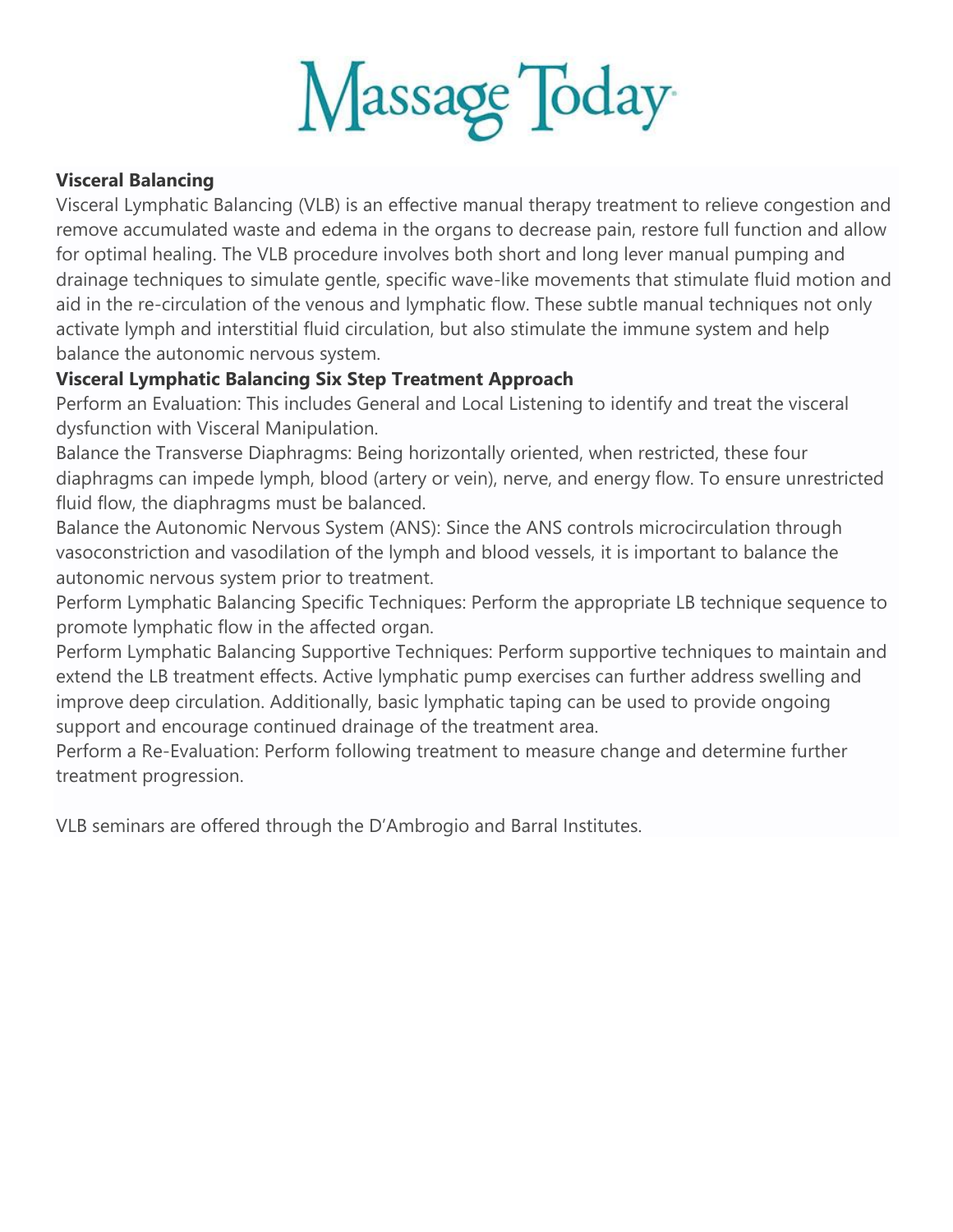**Visceral Balancing**

Visceral Lymphatic Balancing (VLB) is an effective manual therapy treatment to relieve congestion and remove accumulated waste and edema in the organs to decrease pain, restore full function and allow for optimal healing. The VLB procedure involves both short and long lever manual pumping and drainage techniques to simulate gentle, specific wave-like movements that stimulate fluid motion and aid in the re-circulation of the venous and lymphatic flow. These subtle manual techniques not only activate lymph and interstitial fluid circulation, but also stimulate the immune system and help balance the autonomic nervous system.

**Visceral Lymphatic Balancing Six Step Treatment Approach**

Perform an Evaluation: This includes General and Local Listening to identify and treat the visceral dysfunction with Visceral Manipulation.

Balance the Transverse Diaphragms: Being horizontally oriented, when restricted, these four diaphragms can impede lymph, blood (artery or vein), nerve, and energy flow. To ensure unrestricted fluid flow, the diaphragms must be balanced.

Balance the Autonomic Nervous System (ANS): Since the ANS controls microcirculation through vasoconstriction and vasodilation of the lymph and blood vessels, it is important to balance the autonomic nervous system prior to treatment.

Perform Lymphatic Balancing Specific Techniques: Perform the appropriate LB technique sequence to promote lymphatic flow in the affected organ.

Perform Lymphatic Balancing Supportive Techniques: Perform supportive techniques to maintain and extend the LB treatment effects. Active lymphatic pump exercises can further address swelling and improve deep circulation. Additionally, basic lymphatic taping can be used to provide ongoing support and encourage continued drainage of the treatment area.

Perform a Re-Evaluation: Perform following treatment to measure change and determine further treatment progression.

VLB seminars are offered through the D'Ambrogio and Barral Institutes.